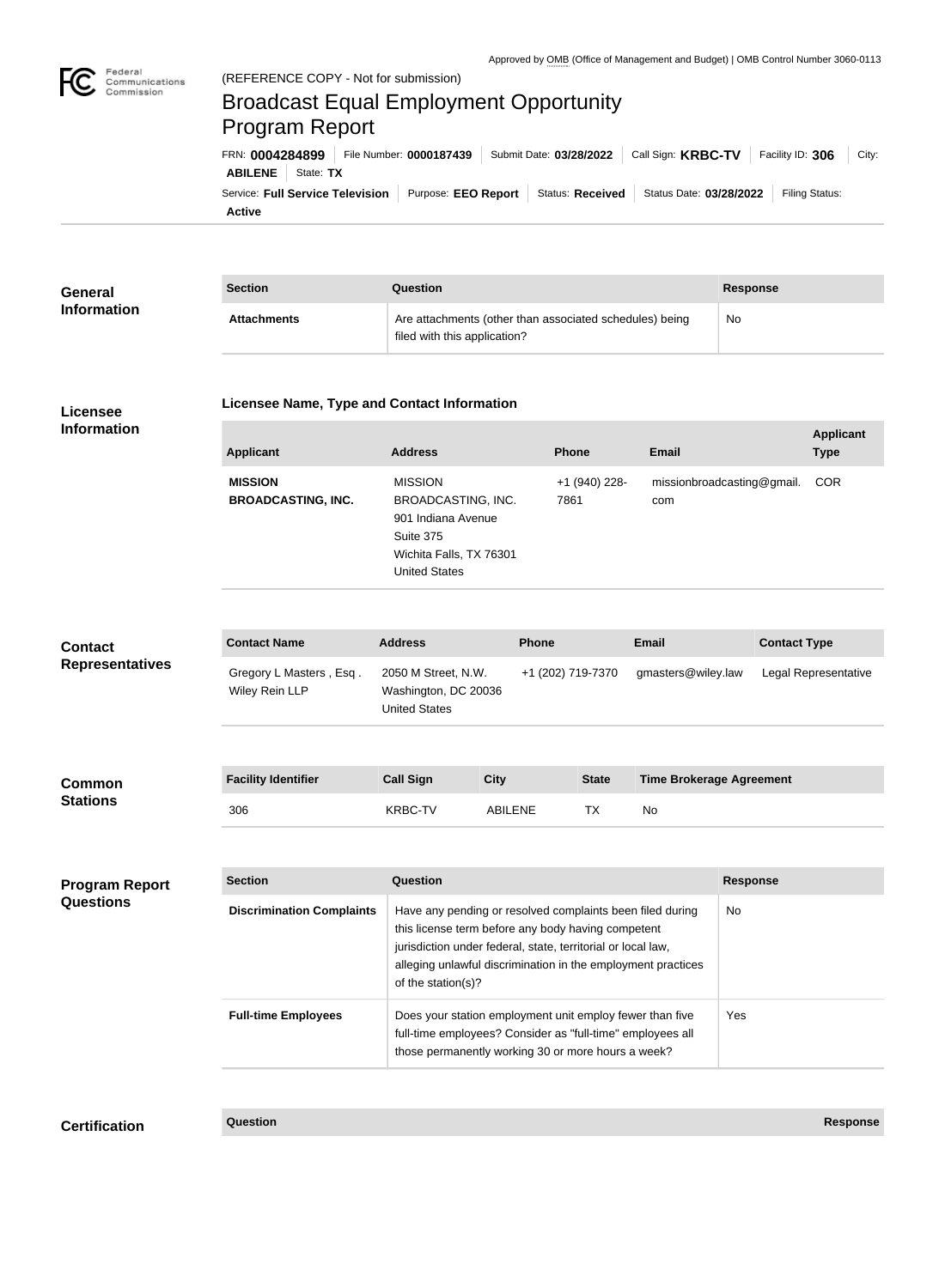Approved by OMB (Office of Management and Budget) | OMB Control Number 3060-0113

Federal Communications Commission

(REFERENCE COPY - Not for submission)

# Broadcast Equal Employment Opportunity Program Report

FRN: **0004284899** | File Number: **0000187439** | Submit Date: **03/28/2022** | Call Sign: **KRBC-TV** | Facility ID: **306** | City: **ABILENE** | State: **TX**

Service: **Full Service Television** | Purpose: **EEO Report** | Status: **Received** | Status Date: **03/28/2022** | Filing Status: **Active**

## General Information

| Section | Question | Response |
| --- | --- | --- |
| **Attachments** | Are attachments (other than associated schedules) being filed with this application? | No |

## Licensee Information

### Licensee Name, Type and Contact Information

| Applicant | Address | Phone | Email | Applicant Type |
| --- | --- | --- | --- | --- |
| **MISSION BROADCASTING, INC.** | MISSION BROADCASTING, INC.<br>901 Indiana Avenue<br>Suite 375<br>Wichita Falls, TX 76301<br>United States | +1 (940) 228-7861 | missionbroadcasting@gmail.com | COR |

## Contact Representatives

| Contact Name | Address | Phone | Email | Contact Type |
| --- | --- | --- | --- | --- |
| Gregory L Masters , Esq .<br>Wiley Rein LLP | 2050 M Street, N.W.<br>Washington, DC 20036<br>United States | +1 (202) 719-7370 | gmasters@wiley.law | Legal Representative |

## Common Stations

| Facility Identifier | Call Sign | City | State | Time Brokerage Agreement |
| --- | --- | --- | --- | --- |
| 306 | KRBC-TV | ABILENE | TX | No |

## Program Report Questions

| Section | Question | Response |
| --- | --- | --- |
| **Discrimination Complaints** | Have any pending or resolved complaints been filed during this license term before any body having competent jurisdiction under federal, state, territorial or local law, alleging unlawful discrimination in the employment practices of the station(s)? | No |
| **Full-time Employees** | Does your station employment unit employ fewer than five full-time employees? Consider as "full-time" employees all those permanently working 30 or more hours a week? | Yes |

## Certification

| Question | Response |
| --- | --- |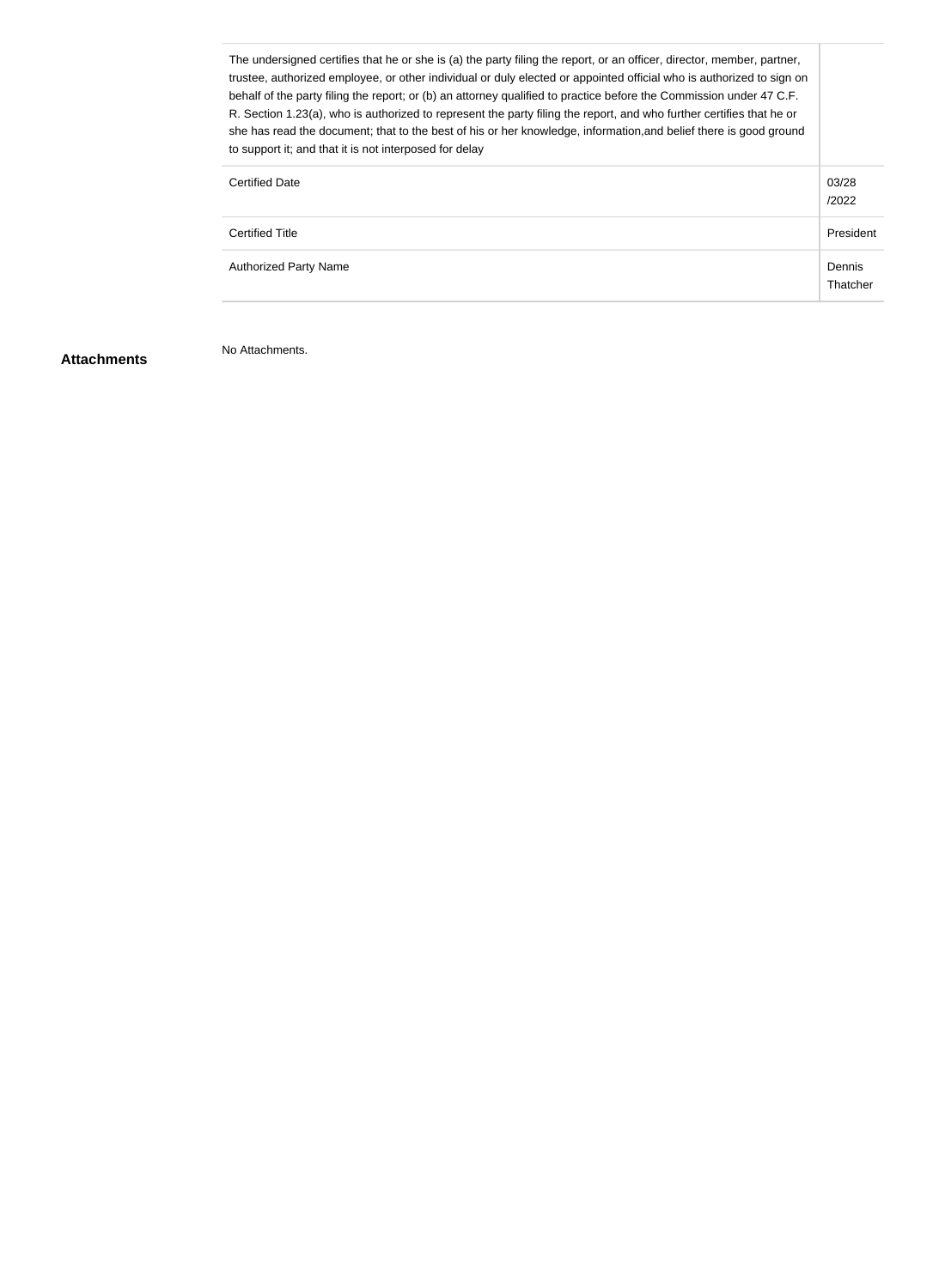| | |
|---|---|
| The undersigned certifies that he or she is (a) the party filing the report, or an officer, director, member, partner, trustee, authorized employee, or other individual or duly elected or appointed official who is authorized to sign on behalf of the party filing the report; or (b) an attorney qualified to practice before the Commission under 47 C.F. R. Section 1.23(a), who is authorized to represent the party filing the report, and who further certifies that he or she has read the document; that to the best of his or her knowledge, information,and belief there is good ground to support it; and that it is not interposed for delay | |
| Certified Date | 03/28/2022 |
| Certified Title | President |
| Authorized Party Name | Dennis Thatcher |

**Attachments**

No Attachments.